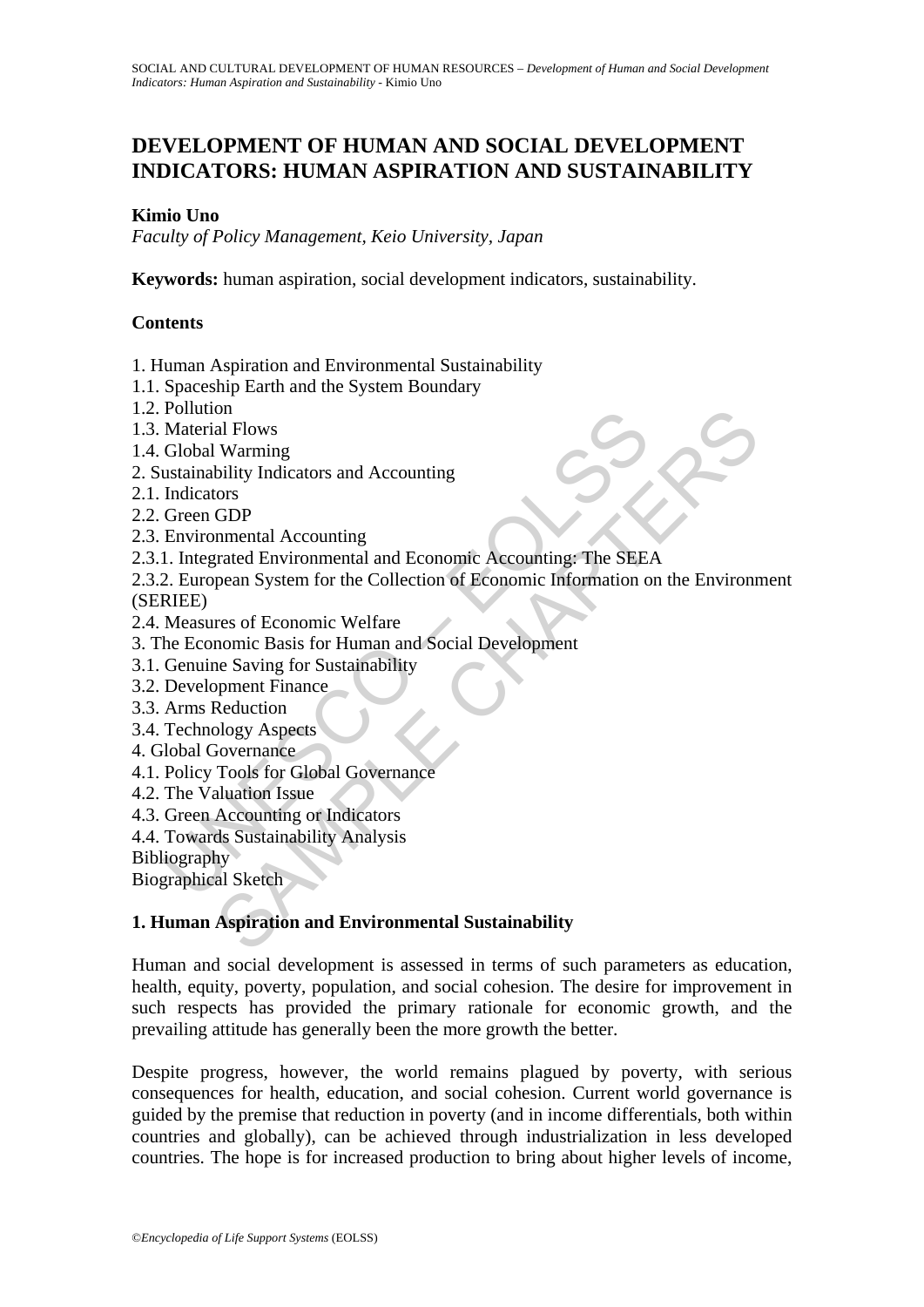# DEVELOPMENT OF HUMAN AND SOCIAL DEVELOPMENT INDICATORS: HUMAN ASPIRATION AND SUSTAINABILITY

**Kimio Uno**

*Faculty of Policy Management, Keio University, Japan*

**Keywords:** human aspiration, social development indicators, sustainability.

## Contents

1. Human Aspiration and Environmental Sustainability
1.1. Spaceship Earth and the System Boundary
1.2. Pollution
1.3. Material Flows
1.4. Global Warming
2. Sustainability Indicators and Accounting
2.1. Indicators
2.2. Green GDP
2.3. Environmental Accounting
2.3.1. Integrated Environmental and Economic Accounting: The SEEA
2.3.2. European System for the Collection of Economic Information on the Environment (SERIEE)
2.4. Measures of Economic Welfare
3. The Economic Basis for Human and Social Development
3.1. Genuine Saving for Sustainability
3.2. Development Finance
3.3. Arms Reduction
3.4. Technology Aspects
4. Global Governance
4.1. Policy Tools for Global Governance
4.2. The Valuation Issue
4.3. Green Accounting or Indicators
4.4. Towards Sustainability Analysis
Bibliography
Biographical Sketch

## 1. Human Aspiration and Environmental Sustainability

Human and social development is assessed in terms of such parameters as education, health, equity, poverty, population, and social cohesion. The desire for improvement in such respects has provided the primary rationale for economic growth, and the prevailing attitude has generally been the more growth the better.

Despite progress, however, the world remains plagued by poverty, with serious consequences for health, education, and social cohesion. Current world governance is guided by the premise that reduction in poverty (and in income differentials, both within countries and globally), can be achieved through industrialization in less developed countries. The hope is for increased production to bring about higher levels of income,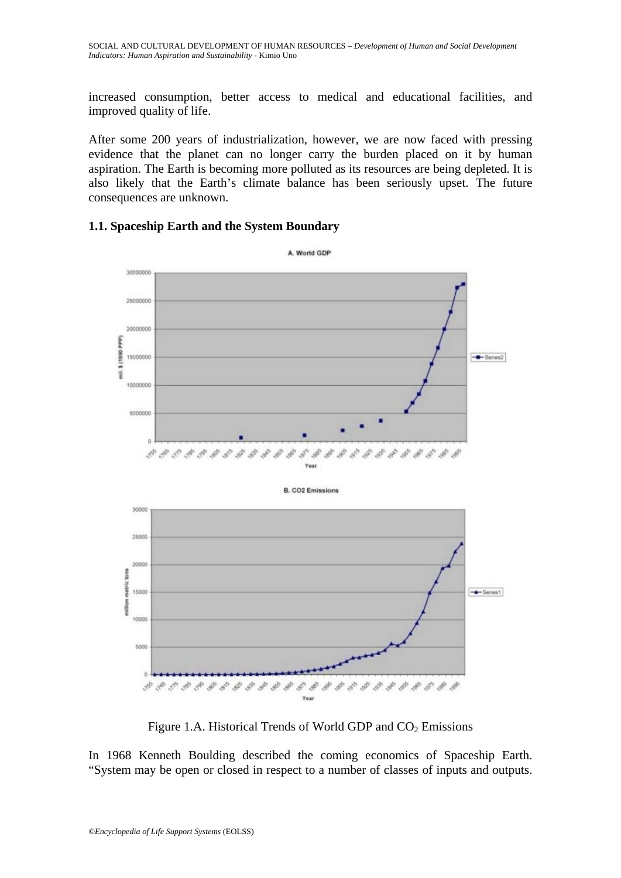increased consumption, better access to medical and educational facilities, and improved quality of life.

After some 200 years of industrialization, however, we are now faced with pressing evidence that the planet can no longer carry the burden placed on it by human aspiration. The Earth is becoming more polluted as its resources are being depleted. It is also likely that the Earth's climate balance has been seriously upset. The future consequences are unknown.

### 1.1. Spaceship Earth and the System Boundary

Figure 1.A. Historical Trends of World GDP and $CO_2$ Emissions

In 1968 Kenneth Boulding described the coming economics of Spaceship Earth. "System may be open or closed in respect to a number of classes of inputs and outputs.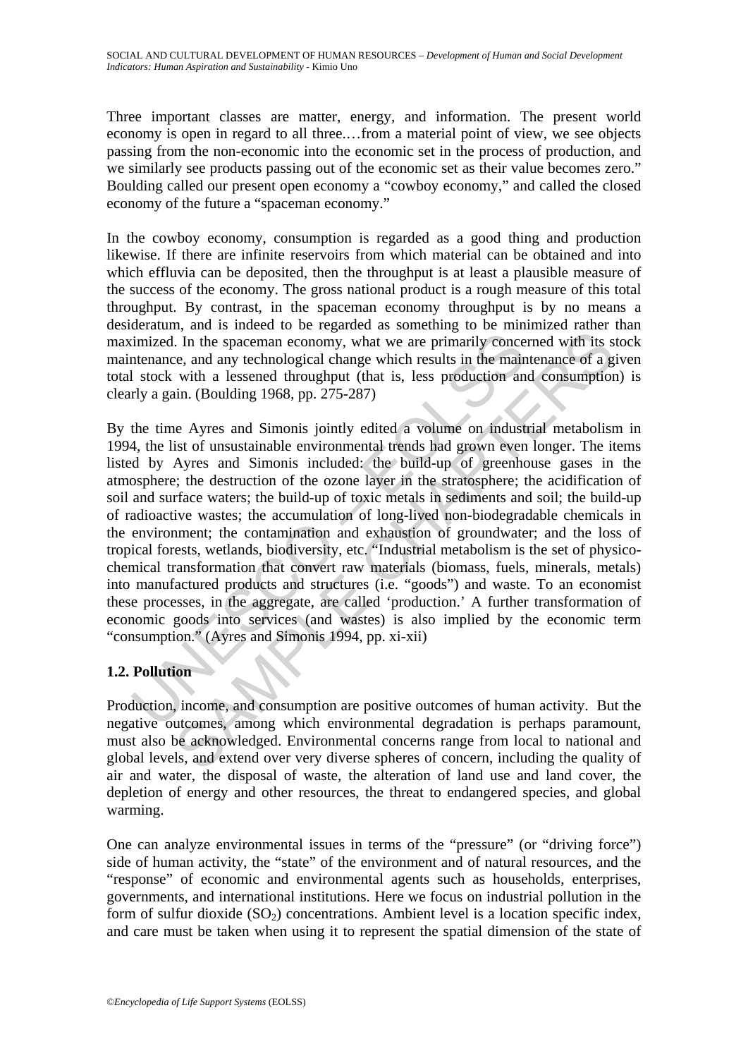Three important classes are matter, energy, and information. The present world economy is open in regard to all three.…from a material point of view, we see objects passing from the non-economic into the economic set in the process of production, and we similarly see products passing out of the economic set as their value becomes zero." Boulding called our present open economy a "cowboy economy," and called the closed economy of the future a "spaceman economy."

In the cowboy economy, consumption is regarded as a good thing and production likewise. If there are infinite reservoirs from which material can be obtained and into which effluvia can be deposited, then the throughput is at least a plausible measure of the success of the economy. The gross national product is a rough measure of this total throughput. By contrast, in the spaceman economy throughput is by no means a desideratum, and is indeed to be regarded as something to be minimized rather than maximized. In the spaceman economy, what we are primarily concerned with its stock maintenance, and any technological change which results in the maintenance of a given total stock with a lessened throughput (that is, less production and consumption) is clearly a gain. (Boulding 1968, pp. 275-287)

By the time Ayres and Simonis jointly edited a volume on industrial metabolism in 1994, the list of unsustainable environmental trends had grown even longer. The items listed by Ayres and Simonis included: the build-up of greenhouse gases in the atmosphere; the destruction of the ozone layer in the stratosphere; the acidification of soil and surface waters; the build-up of toxic metals in sediments and soil; the build-up of radioactive wastes; the accumulation of long-lived non-biodegradable chemicals in the environment; the contamination and exhaustion of groundwater; and the loss of tropical forests, wetlands, biodiversity, etc. "Industrial metabolism is the set of physico-chemical transformation that convert raw materials (biomass, fuels, minerals, metals) into manufactured products and structures (i.e. "goods") and waste. To an economist these processes, in the aggregate, are called 'production.' A further transformation of economic goods into services (and wastes) is also implied by the economic term "consumption." (Ayres and Simonis 1994, pp. xi-xii)

## 1.2. Pollution

Production, income, and consumption are positive outcomes of human activity. But the negative outcomes, among which environmental degradation is perhaps paramount, must also be acknowledged. Environmental concerns range from local to national and global levels, and extend over very diverse spheres of concern, including the quality of air and water, the disposal of waste, the alteration of land use and land cover, the depletion of energy and other resources, the threat to endangered species, and global warming.

One can analyze environmental issues in terms of the "pressure" (or "driving force") side of human activity, the "state" of the environment and of natural resources, and the "response" of economic and environmental agents such as households, enterprises, governments, and international institutions. Here we focus on industrial pollution in the form of sulfur dioxide ($SO_2$) concentrations. Ambient level is a location specific index, and care must be taken when using it to represent the spatial dimension of the state of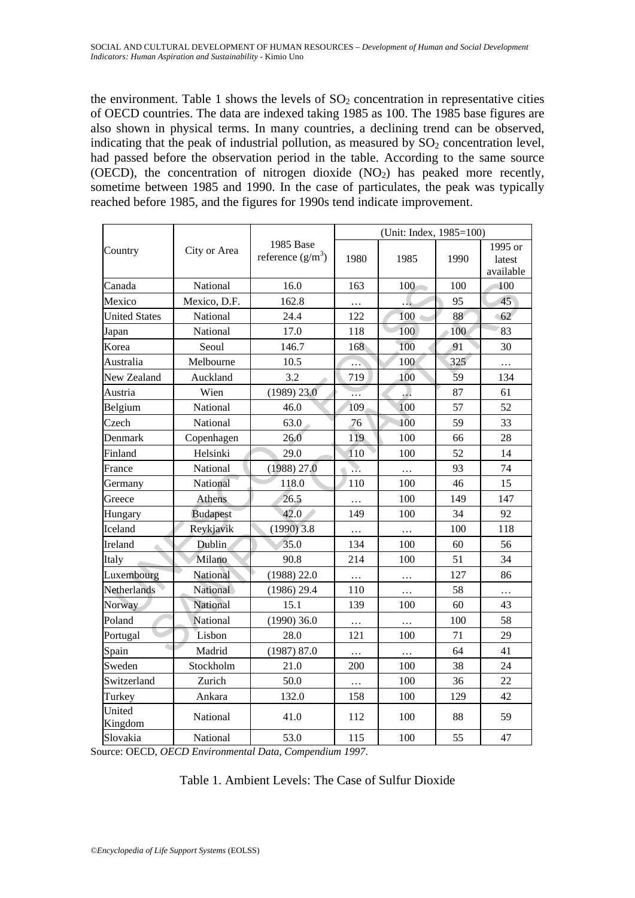the environment. Table 1 shows the levels of $SO_2$ concentration in representative cities of OECD countries. The data are indexed taking 1985 as 100. The 1985 base figures are also shown in physical terms. In many countries, a declining trend can be observed, indicating that the peak of industrial pollution, as measured by $SO_2$ concentration level, had passed before the observation period in the table. According to the same source (OECD), the concentration of nitrogen dioxide ($NO_2$) has peaked more recently, sometime between 1985 and 1990. In the case of particulates, the peak was typically reached before 1985, and the figures for 1990s tend indicate improvement.

| Country | City or Area | 1985 Base reference ($g/m^3$) | (Unit: Index, 1985=100) | | | |
|---|---|---|---|---|---|---|
| | | | 1980 | 1985 | 1990 | 1995 or latest available |
| Canada | National | 16.0 | 163 | 100 | 100 | 100 |
| Mexico | Mexico, D.F. | 162.8 | … | … | 95 | 45 |
| United States | National | 24.4 | 122 | 100 | 88 | 62 |
| Japan | National | 17.0 | 118 | 100 | 100 | 83 |
| Korea | Seoul | 146.7 | 168 | 100 | 91 | 30 |
| Australia | Melbourne | 10.5 | … | 100 | 325 | … |
| New Zealand | Auckland | 3.2 | 719 | 100 | 59 | 134 |
| Austria | Wien | (1989) 23.0 | … | … | 87 | 61 |
| Belgium | National | 46.0 | 109 | 100 | 57 | 52 |
| Czech | National | 63.0 | 76 | 100 | 59 | 33 |
| Denmark | Copenhagen | 26.0 | 119 | 100 | 66 | 28 |
| Finland | Helsinki | 29.0 | 110 | 100 | 52 | 14 |
| France | National | (1988) 27.0 | … | … | 93 | 74 |
| Germany | National | 118.0 | 110 | 100 | 46 | 15 |
| Greece | Athens | 26.5 | … | 100 | 149 | 147 |
| Hungary | Budapest | 42.0 | 149 | 100 | 34 | 92 |
| Iceland | Reykjavik | (1990) 3.8 | … | … | 100 | 118 |
| Ireland | Dublin | 35.0 | 134 | 100 | 60 | 56 |
| Italy | Milano | 90.8 | 214 | 100 | 51 | 34 |
| Luxembourg | National | (1988) 22.0 | … | … | 127 | 86 |
| Netherlands | National | (1986) 29.4 | 110 | … | 58 | … |
| Norway | National | 15.1 | 139 | 100 | 60 | 43 |
| Poland | National | (1990) 36.0 | … | … | 100 | 58 |
| Portugal | Lisbon | 28.0 | 121 | 100 | 71 | 29 |
| Spain | Madrid | (1987) 87.0 | … | … | 64 | 41 |
| Sweden | Stockholm | 21.0 | 200 | 100 | 38 | 24 |
| Switzerland | Zurich | 50.0 | … | 100 | 36 | 22 |
| Turkey | Ankara | 132.0 | 158 | 100 | 129 | 42 |
| United Kingdom | National | 41.0 | 112 | 100 | 88 | 59 |
| Slovakia | National | 53.0 | 115 | 100 | 55 | 47 |

Source: OECD, *OECD Environmental Data, Compendium 1997*.

Table 1. Ambient Levels: The Case of Sulfur Dioxide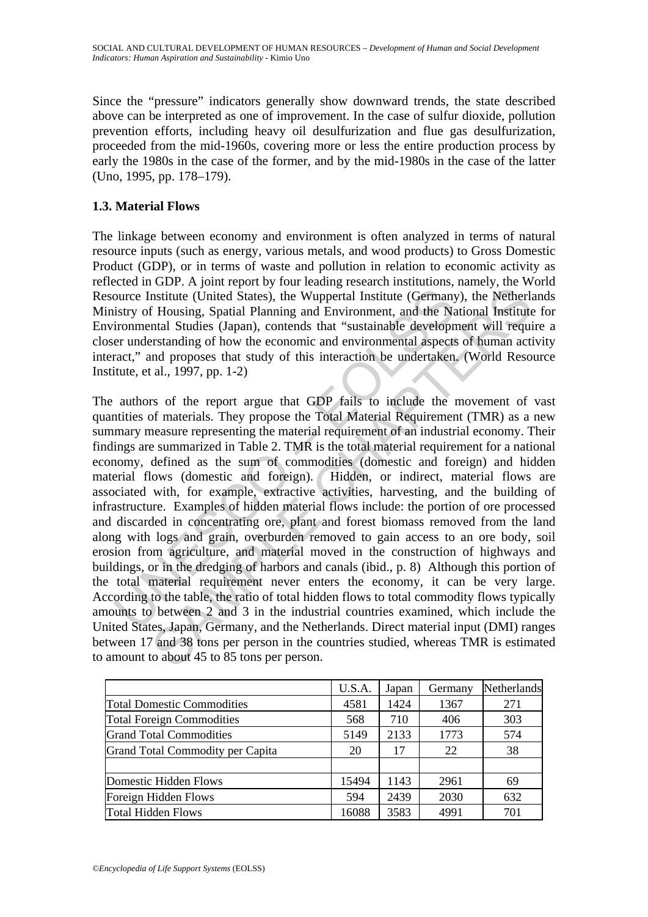Since the "pressure" indicators generally show downward trends, the state described above can be interpreted as one of improvement. In the case of sulfur dioxide, pollution prevention efforts, including heavy oil desulfurization and flue gas desulfurization, proceeded from the mid-1960s, covering more or less the entire production process by early the 1980s in the case of the former, and by the mid-1980s in the case of the latter (Uno, 1995, pp. 178–179).

### 1.3. Material Flows

The linkage between economy and environment is often analyzed in terms of natural resource inputs (such as energy, various metals, and wood products) to Gross Domestic Product (GDP), or in terms of waste and pollution in relation to economic activity as reflected in GDP. A joint report by four leading research institutions, namely, the World Resource Institute (United States), the Wuppertal Institute (Germany), the Netherlands Ministry of Housing, Spatial Planning and Environment, and the National Institute for Environmental Studies (Japan), contends that "sustainable development will require a closer understanding of how the economic and environmental aspects of human activity interact," and proposes that study of this interaction be undertaken. (World Resource Institute, et al., 1997, pp. 1-2)

The authors of the report argue that GDP fails to include the movement of vast quantities of materials. They propose the Total Material Requirement (TMR) as a new summary measure representing the material requirement of an industrial economy. Their findings are summarized in Table 2. TMR is the total material requirement for a national economy, defined as the sum of commodities (domestic and foreign) and hidden material flows (domestic and foreign). Hidden, or indirect, material flows are associated with, for example, extractive activities, harvesting, and the building of infrastructure. Examples of hidden material flows include: the portion of ore processed and discarded in concentrating ore, plant and forest biomass removed from the land along with logs and grain, overburden removed to gain access to an ore body, soil erosion from agriculture, and material moved in the construction of highways and buildings, or in the dredging of harbors and canals (ibid., p. 8) Although this portion of the total material requirement never enters the economy, it can be very large. According to the table, the ratio of total hidden flows to total commodity flows typically amounts to between 2 and 3 in the industrial countries examined, which include the United States, Japan, Germany, and the Netherlands. Direct material input (DMI) ranges between 17 and 38 tons per person in the countries studied, whereas TMR is estimated to amount to about 45 to 85 tons per person.

| | U.S.A. | Japan | Germany | Netherlands |
|---|---|---|---|---|
| Total Domestic Commodities | 4581 | 1424 | 1367 | 271 |
| Total Foreign Commodities | 568 | 710 | 406 | 303 |
| Grand Total Commodities | 5149 | 2133 | 1773 | 574 |
| Grand Total Commodity per Capita | 20 | 17 | 22 | 38 |
| | | | | |
| Domestic Hidden Flows | 15494 | 1143 | 2961 | 69 |
| Foreign Hidden Flows | 594 | 2439 | 2030 | 632 |
| Total Hidden Flows | 16088 | 3583 | 4991 | 701 |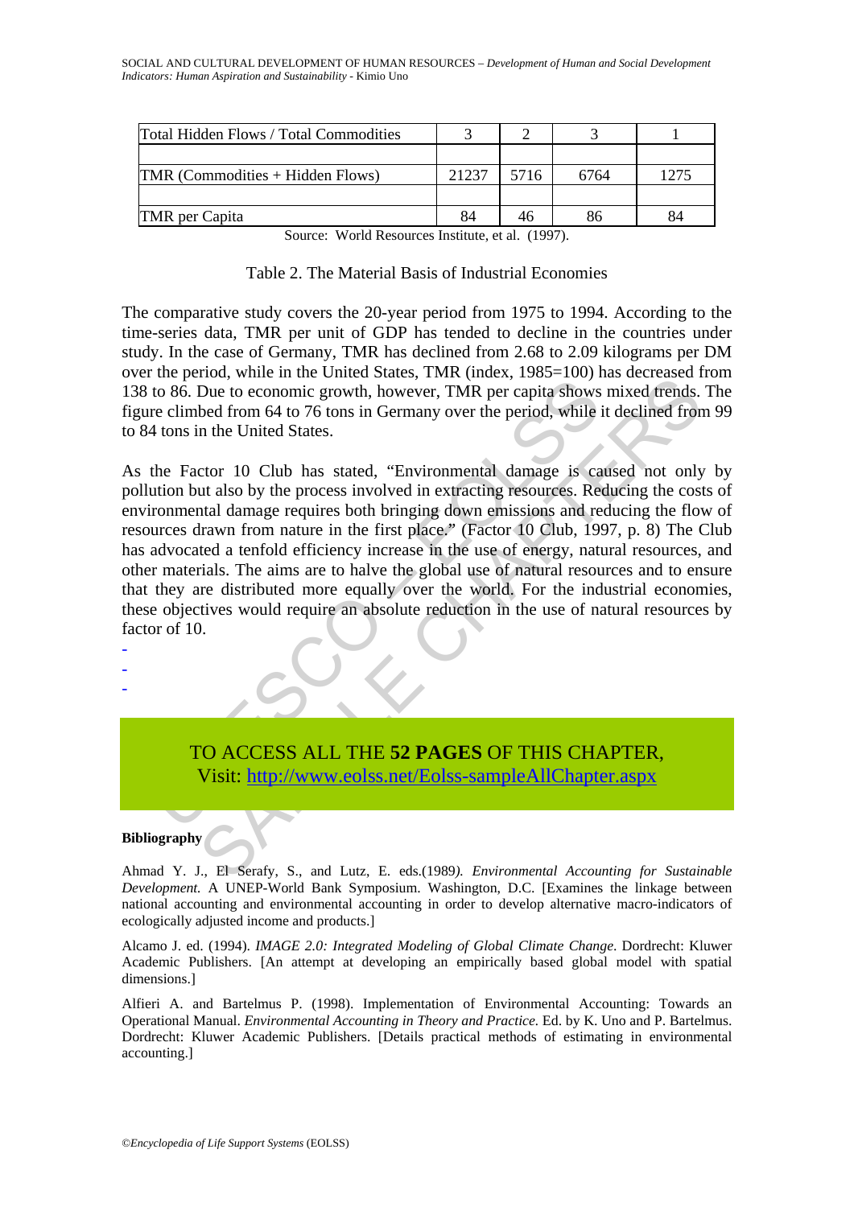| Total Hidden Flows / Total Commodities | 3 | 2 | 3 | 1 |
|---|---|---|---|---|
| | | | | |
| TMR (Commodities + Hidden Flows) | 21237 | 5716 | 6764 | 1275 |
| | | | | |
| TMR per Capita | 84 | 46 | 86 | 84 |

Source: World Resources Institute, et al. (1997).

Table 2. The Material Basis of Industrial Economies

The comparative study covers the 20-year period from 1975 to 1994. According to the time-series data, TMR per unit of GDP has tended to decline in the countries under study. In the case of Germany, TMR has declined from 2.68 to 2.09 kilograms per DM over the period, while in the United States, TMR (index, 1985=100) has decreased from 138 to 86. Due to economic growth, however, TMR per capita shows mixed trends. The figure climbed from 64 to 76 tons in Germany over the period, while it declined from 99 to 84 tons in the United States.

As the Factor 10 Club has stated, "Environmental damage is caused not only by pollution but also by the process involved in extracting resources. Reducing the costs of environmental damage requires both bringing down emissions and reducing the flow of resources drawn from nature in the first place." (Factor 10 Club, 1997, p. 8) The Club has advocated a tenfold efficiency increase in the use of energy, natural resources, and other materials. The aims are to halve the global use of natural resources and to ensure that they are distributed more equally over the world. For the industrial economies, these objectives would require an absolute reduction in the use of natural resources by factor of 10.

-
-
-

TO ACCESS ALL THE **52 PAGES** OF THIS CHAPTER,
Visit: http://www.eolss.net/Eolss-sampleAllChapter.aspx

**Bibliography**

Ahmad Y. J., El Serafy, S., and Lutz, E. eds.(1989*). Environmental Accounting for Sustainable Development.* A UNEP-World Bank Symposium. Washington, D.C. [Examines the linkage between national accounting and environmental accounting in order to develop alternative macro-indicators of ecologically adjusted income and products.]

Alcamo J. ed. (1994). *IMAGE 2.0: Integrated Modeling of Global Climate Change*. Dordrecht: Kluwer Academic Publishers. [An attempt at developing an empirically based global model with spatial dimensions.]

Alfieri A. and Bartelmus P. (1998). Implementation of Environmental Accounting: Towards an Operational Manual. *Environmental Accounting in Theory and Practice.* Ed. by K. Uno and P. Bartelmus. Dordrecht: Kluwer Academic Publishers. [Details practical methods of estimating in environmental accounting.]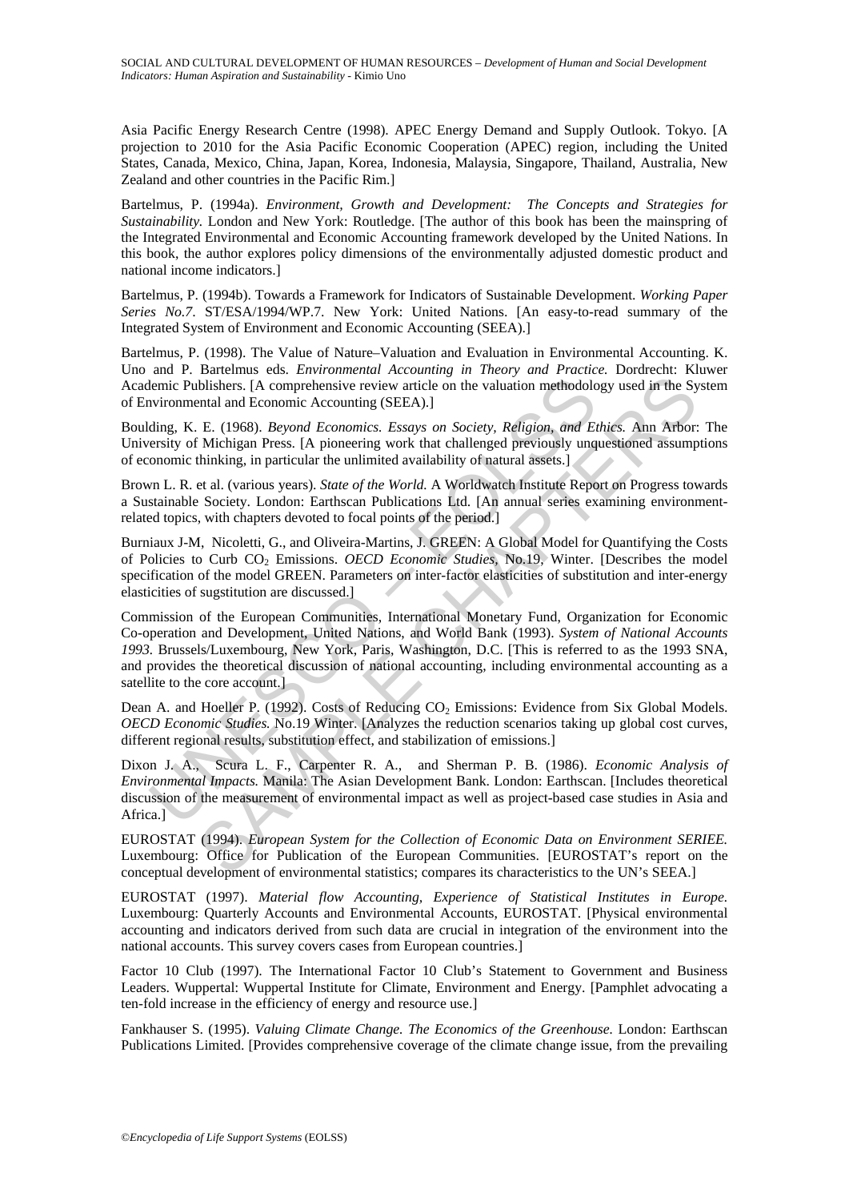Asia Pacific Energy Research Centre (1998). APEC Energy Demand and Supply Outlook. Tokyo. [A projection to 2010 for the Asia Pacific Economic Cooperation (APEC) region, including the United States, Canada, Mexico, China, Japan, Korea, Indonesia, Malaysia, Singapore, Thailand, Australia, New Zealand and other countries in the Pacific Rim.]

Bartelmus, P. (1994a). *Environment, Growth and Development: The Concepts and Strategies for Sustainability.* London and New York: Routledge. [The author of this book has been the mainspring of the Integrated Environmental and Economic Accounting framework developed by the United Nations. In this book, the author explores policy dimensions of the environmentally adjusted domestic product and national income indicators.]

Bartelmus, P. (1994b). Towards a Framework for Indicators of Sustainable Development. *Working Paper Series No.7*. ST/ESA/1994/WP.7. New York: United Nations. [An easy-to-read summary of the Integrated System of Environment and Economic Accounting (SEEA).]

Bartelmus, P. (1998). The Value of Nature–Valuation and Evaluation in Environmental Accounting. K. Uno and P. Bartelmus eds. *Environmental Accounting in Theory and Practice.* Dordrecht: Kluwer Academic Publishers. [A comprehensive review article on the valuation methodology used in the System of Environmental and Economic Accounting (SEEA).]

Boulding, K. E. (1968). *Beyond Economics. Essays on Society, Religion, and Ethics.* Ann Arbor: The University of Michigan Press. [A pioneering work that challenged previously unquestioned assumptions of economic thinking, in particular the unlimited availability of natural assets.]

Brown L. R. et al. (various years). *State of the World.* A Worldwatch Institute Report on Progress towards a Sustainable Society. London: Earthscan Publications Ltd. [An annual series examining environment-related topics, with chapters devoted to focal points of the period.]

Burniaux J-M, Nicoletti, G., and Oliveira-Martins, J. GREEN: A Global Model for Quantifying the Costs of Policies to Curb $CO_2$ Emissions. *OECD Economic Studies,* No.19, Winter. [Describes the model specification of the model GREEN. Parameters on inter-factor elasticities of substitution and inter-energy elasticities of sugstitution are discussed.]

Commission of the European Communities, International Monetary Fund, Organization for Economic Co-operation and Development, United Nations, and World Bank (1993). *System of National Accounts 1993.* Brussels/Luxembourg, New York, Paris, Washington, D.C. [This is referred to as the 1993 SNA, and provides the theoretical discussion of national accounting, including environmental accounting as a satellite to the core account.]

Dean A. and Hoeller P. (1992). Costs of Reducing $CO_2$ Emissions: Evidence from Six Global Models. *OECD Economic Studies.* No.19 Winter. [Analyzes the reduction scenarios taking up global cost curves, different regional results, substitution effect, and stabilization of emissions.]

Dixon J. A., Scura L. F., Carpenter R. A., and Sherman P. B. (1986). *Economic Analysis of Environmental Impacts.* Manila: The Asian Development Bank. London: Earthscan. [Includes theoretical discussion of the measurement of environmental impact as well as project-based case studies in Asia and Africa.]

EUROSTAT (1994). *European System for the Collection of Economic Data on Environment SERIEE.* Luxembourg: Office for Publication of the European Communities. [EUROSTAT's report on the conceptual development of environmental statistics; compares its characteristics to the UN's SEEA.]

EUROSTAT (1997). *Material flow Accounting, Experience of Statistical Institutes in Europe.* Luxembourg: Quarterly Accounts and Environmental Accounts, EUROSTAT. [Physical environmental accounting and indicators derived from such data are crucial in integration of the environment into the national accounts. This survey covers cases from European countries.]

Factor 10 Club (1997). The International Factor 10 Club's Statement to Government and Business Leaders. Wuppertal: Wuppertal Institute for Climate, Environment and Energy. [Pamphlet advocating a ten-fold increase in the efficiency of energy and resource use.]

Fankhauser S. (1995). *Valuing Climate Change. The Economics of the Greenhouse.* London: Earthscan Publications Limited. [Provides comprehensive coverage of the climate change issue, from the prevailing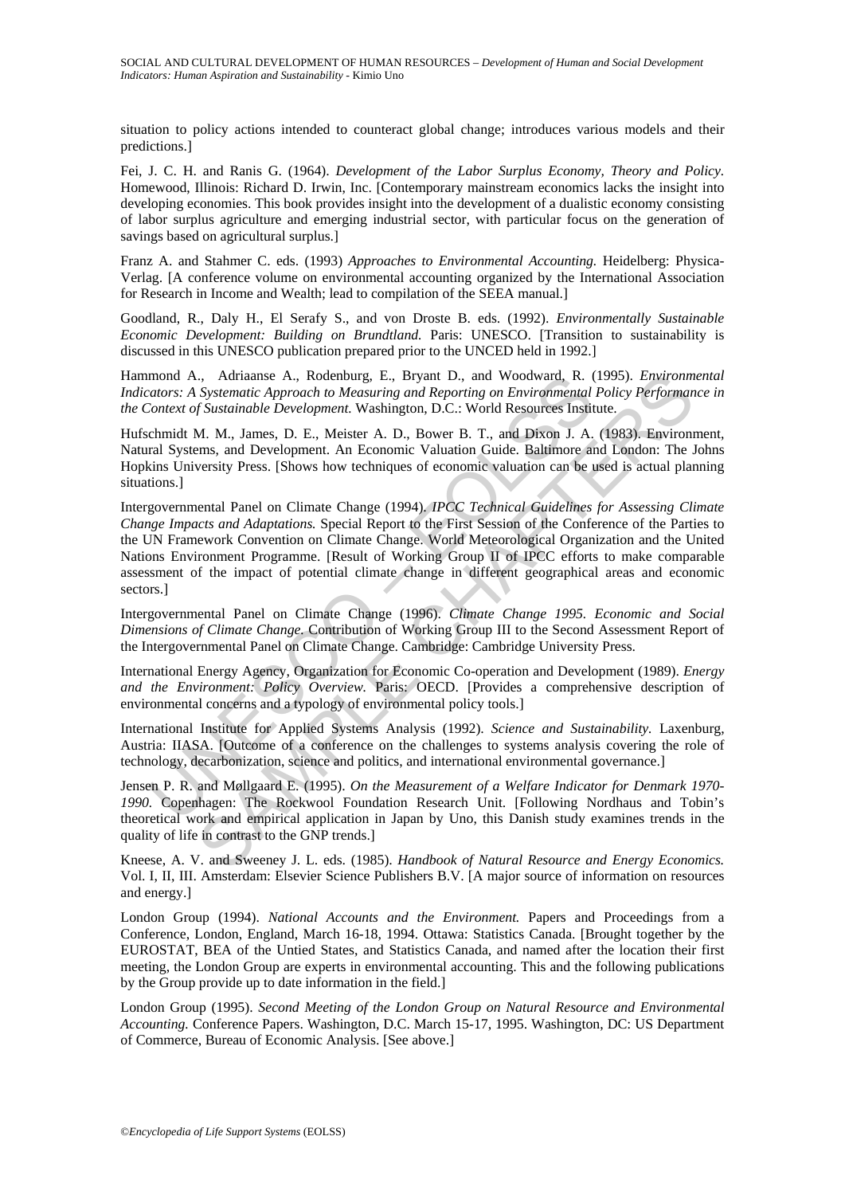situation to policy actions intended to counteract global change; introduces various models and their predictions.]

Fei, J. C. H. and Ranis G. (1964). *Development of the Labor Surplus Economy, Theory and Policy.* Homewood, Illinois: Richard D. Irwin, Inc. [Contemporary mainstream economics lacks the insight into developing economies. This book provides insight into the development of a dualistic economy consisting of labor surplus agriculture and emerging industrial sector, with particular focus on the generation of savings based on agricultural surplus.]

Franz A. and Stahmer C. eds. (1993) *Approaches to Environmental Accounting.* Heidelberg: Physica-Verlag. [A conference volume on environmental accounting organized by the International Association for Research in Income and Wealth; lead to compilation of the SEEA manual.]

Goodland, R., Daly H., El Serafy S., and von Droste B. eds. (1992). *Environmentally Sustainable Economic Development: Building on Brundtland.* Paris: UNESCO. [Transition to sustainability is discussed in this UNESCO publication prepared prior to the UNCED held in 1992.]

Hammond A., Adriaanse A., Rodenburg, E., Bryant D., and Woodward, R. (1995). *Environmental Indicators: A Systematic Approach to Measuring and Reporting on Environmental Policy Performance in the Context of Sustainable Development.* Washington, D.C.: World Resources Institute.

Hufschmidt M. M., James, D. E., Meister A. D., Bower B. T., and Dixon J. A. (1983). Environment, Natural Systems, and Development. An Economic Valuation Guide. Baltimore and London: The Johns Hopkins University Press. [Shows how techniques of economic valuation can be used is actual planning situations.]

Intergovernmental Panel on Climate Change (1994). *IPCC Technical Guidelines for Assessing Climate Change Impacts and Adaptations.* Special Report to the First Session of the Conference of the Parties to the UN Framework Convention on Climate Change. World Meteorological Organization and the United Nations Environment Programme. [Result of Working Group II of IPCC efforts to make comparable assessment of the impact of potential climate change in different geographical areas and economic sectors.]

Intergovernmental Panel on Climate Change (1996). *Climate Change 1995. Economic and Social Dimensions of Climate Change.* Contribution of Working Group III to the Second Assessment Report of the Intergovernmental Panel on Climate Change. Cambridge: Cambridge University Press.

International Energy Agency, Organization for Economic Co-operation and Development (1989). *Energy and the Environment: Policy Overview.* Paris: OECD. [Provides a comprehensive description of environmental concerns and a typology of environmental policy tools.]

International Institute for Applied Systems Analysis (1992). *Science and Sustainability.* Laxenburg, Austria: IIASA. [Outcome of a conference on the challenges to systems analysis covering the role of technology, decarbonization, science and politics, and international environmental governance.]

Jensen P. R. and Møllgaard E. (1995). *On the Measurement of a Welfare Indicator for Denmark 1970-1990.* Copenhagen: The Rockwool Foundation Research Unit. [Following Nordhaus and Tobin's theoretical work and empirical application in Japan by Uno, this Danish study examines trends in the quality of life in contrast to the GNP trends.]

Kneese, A. V. and Sweeney J. L. eds. (1985). *Handbook of Natural Resource and Energy Economics.* Vol. I, II, III. Amsterdam: Elsevier Science Publishers B.V. [A major source of information on resources and energy.]

London Group (1994). *National Accounts and the Environment.* Papers and Proceedings from a Conference, London, England, March 16-18, 1994. Ottawa: Statistics Canada. [Brought together by the EUROSTAT, BEA of the Untied States, and Statistics Canada, and named after the location their first meeting, the London Group are experts in environmental accounting. This and the following publications by the Group provide up to date information in the field.]

London Group (1995). *Second Meeting of the London Group on Natural Resource and Environmental Accounting.* Conference Papers. Washington, D.C. March 15-17, 1995. Washington, DC: US Department of Commerce, Bureau of Economic Analysis. [See above.]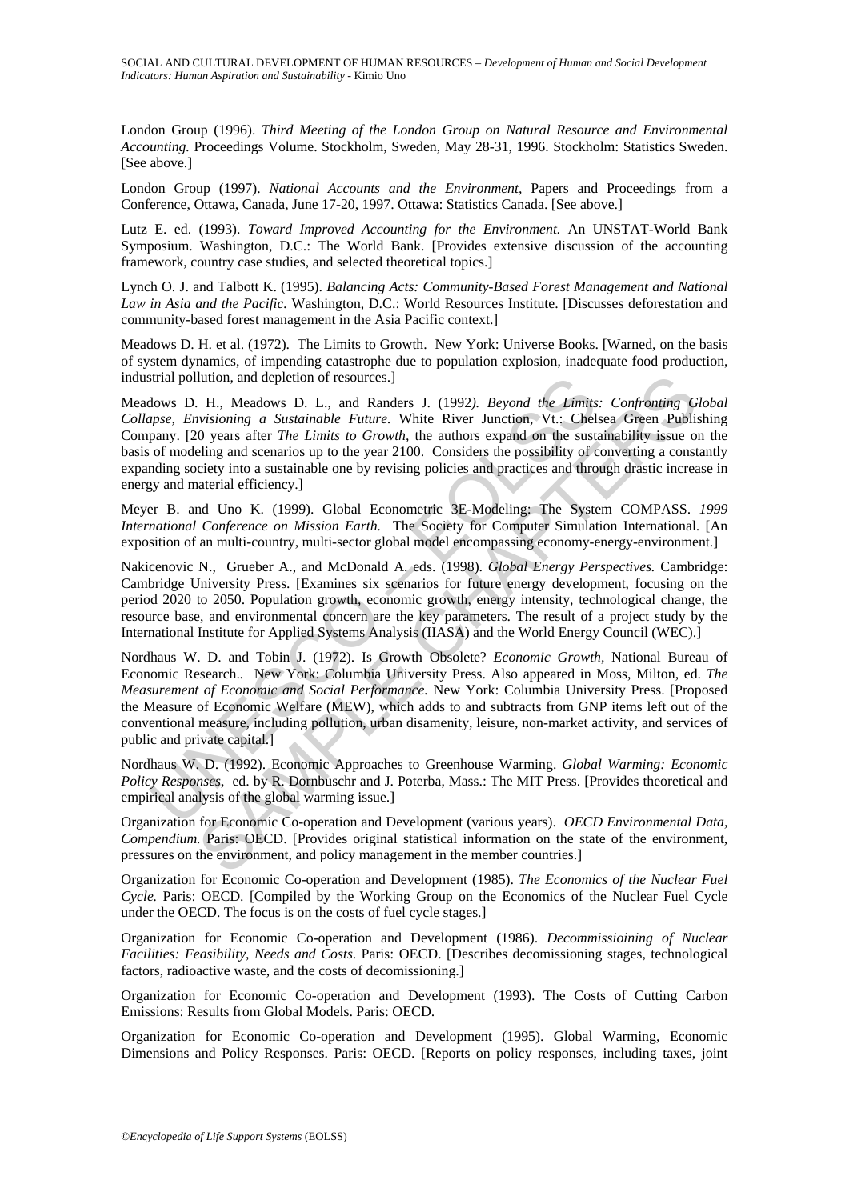London Group (1996). *Third Meeting of the London Group on Natural Resource and Environmental Accounting.* Proceedings Volume. Stockholm, Sweden, May 28-31, 1996. Stockholm: Statistics Sweden. [See above.]

London Group (1997). *National Accounts and the Environment*, Papers and Proceedings from a Conference, Ottawa, Canada, June 17-20, 1997. Ottawa: Statistics Canada. [See above.]

Lutz E. ed. (1993). *Toward Improved Accounting for the Environment.* An UNSTAT-World Bank Symposium. Washington, D.C.: The World Bank. [Provides extensive discussion of the accounting framework, country case studies, and selected theoretical topics.]

Lynch O. J. and Talbott K. (1995). *Balancing Acts: Community-Based Forest Management and National Law in Asia and the Pacific.* Washington, D.C.: World Resources Institute. [Discusses deforestation and community-based forest management in the Asia Pacific context.]

Meadows D. H. et al. (1972). The Limits to Growth. New York: Universe Books. [Warned, on the basis of system dynamics, of impending catastrophe due to population explosion, inadequate food production, industrial pollution, and depletion of resources.]

Meadows D. H., Meadows D. L., and Randers J. (1992*). Beyond the Limits: Confronting Global Collapse, Envisioning a Sustainable Future.* White River Junction, Vt.: Chelsea Green Publishing Company. [20 years after *The Limits to Growth,* the authors expand on the sustainability issue on the basis of modeling and scenarios up to the year 2100. Considers the possibility of converting a constantly expanding society into a sustainable one by revising policies and practices and through drastic increase in energy and material efficiency.]

Meyer B. and Uno K. (1999). Global Econometric 3E-Modeling: The System COMPASS. *1999 International Conference on Mission Earth.* The Society for Computer Simulation International. [An exposition of an multi-country, multi-sector global model encompassing economy-energy-environment.]

Nakicenovic N., Grueber A., and McDonald A. eds. (1998). *Global Energy Perspectives.* Cambridge: Cambridge University Press. [Examines six scenarios for future energy development, focusing on the period 2020 to 2050. Population growth, economic growth, energy intensity, technological change, the resource base, and environmental concern are the key parameters. The result of a project study by the International Institute for Applied Systems Analysis (IIASA) and the World Energy Council (WEC).]

Nordhaus W. D. and Tobin J. (1972). Is Growth Obsolete? *Economic Growth,* National Bureau of Economic Research.. New York: Columbia University Press. Also appeared in Moss, Milton, ed. *The Measurement of Economic and Social Performance.* New York: Columbia University Press. [Proposed the Measure of Economic Welfare (MEW), which adds to and subtracts from GNP items left out of the conventional measure, including pollution, urban disamenity, leisure, non-market activity, and services of public and private capital.]

Nordhaus W. D. (1992). Economic Approaches to Greenhouse Warming. *Global Warming: Economic Policy Responses,* ed. by R. Dornbuschr and J. Poterba, Mass.: The MIT Press. [Provides theoretical and empirical analysis of the global warming issue.]

Organization for Economic Co-operation and Development (various years). *OECD Environmental Data, Compendium.* Paris: OECD. [Provides original statistical information on the state of the environment, pressures on the environment, and policy management in the member countries.]

Organization for Economic Co-operation and Development (1985). *The Economics of the Nuclear Fuel Cycle.* Paris: OECD. [Compiled by the Working Group on the Economics of the Nuclear Fuel Cycle under the OECD. The focus is on the costs of fuel cycle stages.]

Organization for Economic Co-operation and Development (1986). *Decommissioining of Nuclear Facilities: Feasibility, Needs and Costs.* Paris: OECD. [Describes decomissioning stages, technological factors, radioactive waste, and the costs of decomissioning.]

Organization for Economic Co-operation and Development (1993). The Costs of Cutting Carbon Emissions: Results from Global Models. Paris: OECD.

Organization for Economic Co-operation and Development (1995). Global Warming, Economic Dimensions and Policy Responses. Paris: OECD. [Reports on policy responses, including taxes, joint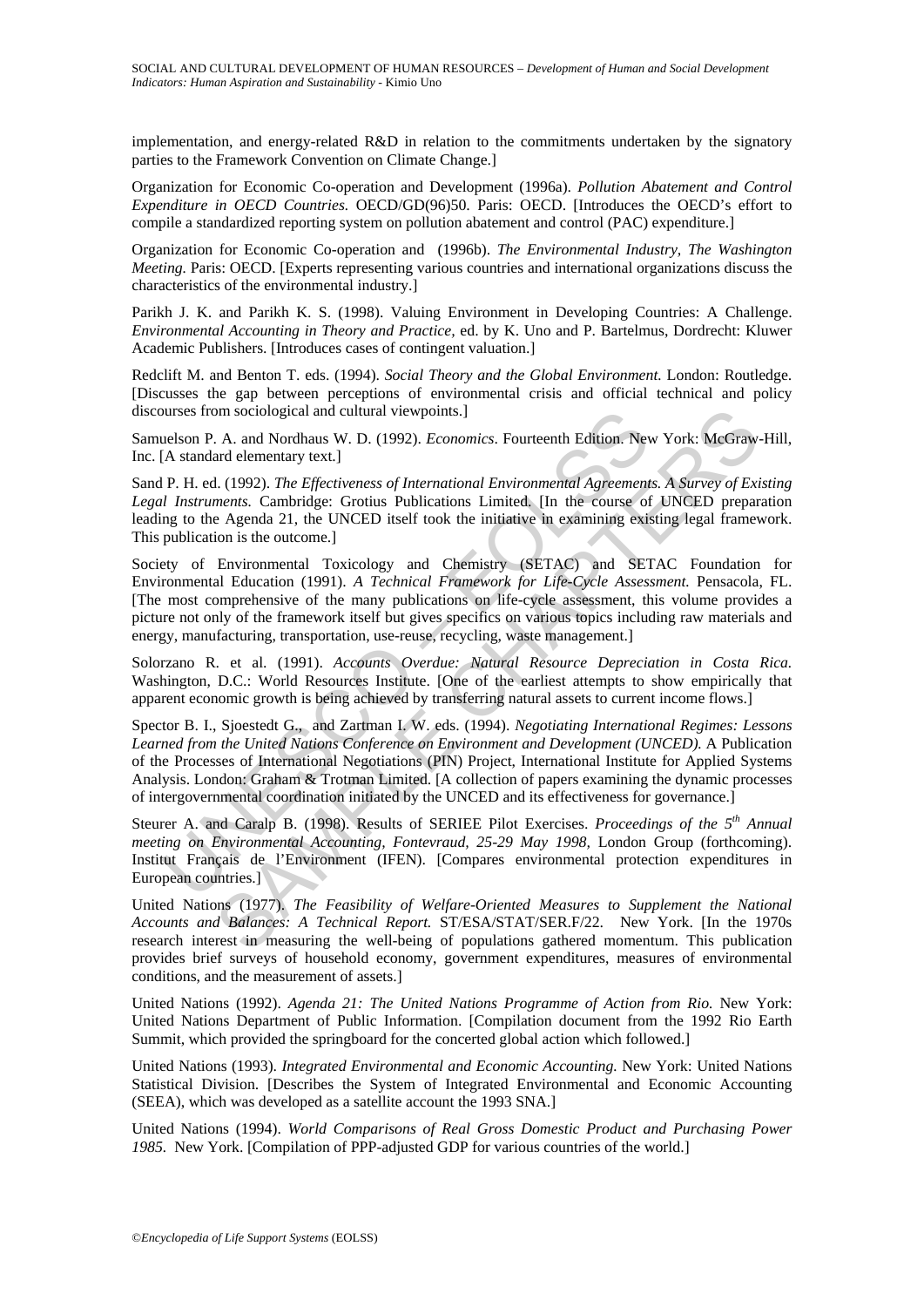implementation, and energy-related R&D in relation to the commitments undertaken by the signatory parties to the Framework Convention on Climate Change.]

Organization for Economic Co-operation and Development (1996a). *Pollution Abatement and Control Expenditure in OECD Countries.* OECD/GD(96)50. Paris: OECD. [Introduces the OECD's effort to compile a standardized reporting system on pollution abatement and control (PAC) expenditure.]

Organization for Economic Co-operation and (1996b). *The Environmental Industry, The Washington Meeting.* Paris: OECD. [Experts representing various countries and international organizations discuss the characteristics of the environmental industry.]

Parikh J. K. and Parikh K. S. (1998). Valuing Environment in Developing Countries: A Challenge. *Environmental Accounting in Theory and Practice,* ed. by K. Uno and P. Bartelmus, Dordrecht: Kluwer Academic Publishers. [Introduces cases of contingent valuation.]

Redclift M. and Benton T. eds. (1994). *Social Theory and the Global Environment.* London: Routledge. [Discusses the gap between perceptions of environmental crisis and official technical and policy discourses from sociological and cultural viewpoints.]

Samuelson P. A. and Nordhaus W. D. (1992). *Economics*. Fourteenth Edition. New York: McGraw-Hill, Inc. [A standard elementary text.]

Sand P. H. ed. (1992). *The Effectiveness of International Environmental Agreements. A Survey of Existing Legal Instruments.* Cambridge: Grotius Publications Limited. [In the course of UNCED preparation leading to the Agenda 21, the UNCED itself took the initiative in examining existing legal framework. This publication is the outcome.]

Society of Environmental Toxicology and Chemistry (SETAC) and SETAC Foundation for Environmental Education (1991). *A Technical Framework for Life-Cycle Assessment.* Pensacola, FL. [The most comprehensive of the many publications on life-cycle assessment, this volume provides a picture not only of the framework itself but gives specifics on various topics including raw materials and energy, manufacturing, transportation, use-reuse, recycling, waste management.]

Solorzano R. et al. (1991). *Accounts Overdue: Natural Resource Depreciation in Costa Rica.* Washington, D.C.: World Resources Institute. [One of the earliest attempts to show empirically that apparent economic growth is being achieved by transferring natural assets to current income flows.]

Spector B. I., Sjoestedt G., and Zartman I. W. eds. (1994). *Negotiating International Regimes: Lessons Learned from the United Nations Conference on Environment and Development (UNCED).* A Publication of the Processes of International Negotiations (PIN) Project, International Institute for Applied Systems Analysis. London: Graham & Trotman Limited. [A collection of papers examining the dynamic processes of intergovernmental coordination initiated by the UNCED and its effectiveness for governance.]

Steurer A. and Caralp B. (1998). Results of SERIEE Pilot Exercises. *Proceedings of the 5th Annual meeting on Environmental Accounting, Fontevraud, 25-29 May 1998,* London Group (forthcoming). Institut Français de l'Environment (IFEN). [Compares environmental protection expenditures in European countries.]

United Nations (1977). *The Feasibility of Welfare-Oriented Measures to Supplement the National Accounts and Balances: A Technical Report.* ST/ESA/STAT/SER.F/22. New York. [In the 1970s research interest in measuring the well-being of populations gathered momentum. This publication provides brief surveys of household economy, government expenditures, measures of environmental conditions, and the measurement of assets.]

United Nations (1992). *Agenda 21: The United Nations Programme of Action from Rio.* New York: United Nations Department of Public Information. [Compilation document from the 1992 Rio Earth Summit, which provided the springboard for the concerted global action which followed.]

United Nations (1993). *Integrated Environmental and Economic Accounting.* New York: United Nations Statistical Division. [Describes the System of Integrated Environmental and Economic Accounting (SEEA), which was developed as a satellite account the 1993 SNA.]

United Nations (1994). *World Comparisons of Real Gross Domestic Product and Purchasing Power 1985.* New York. [Compilation of PPP-adjusted GDP for various countries of the world.]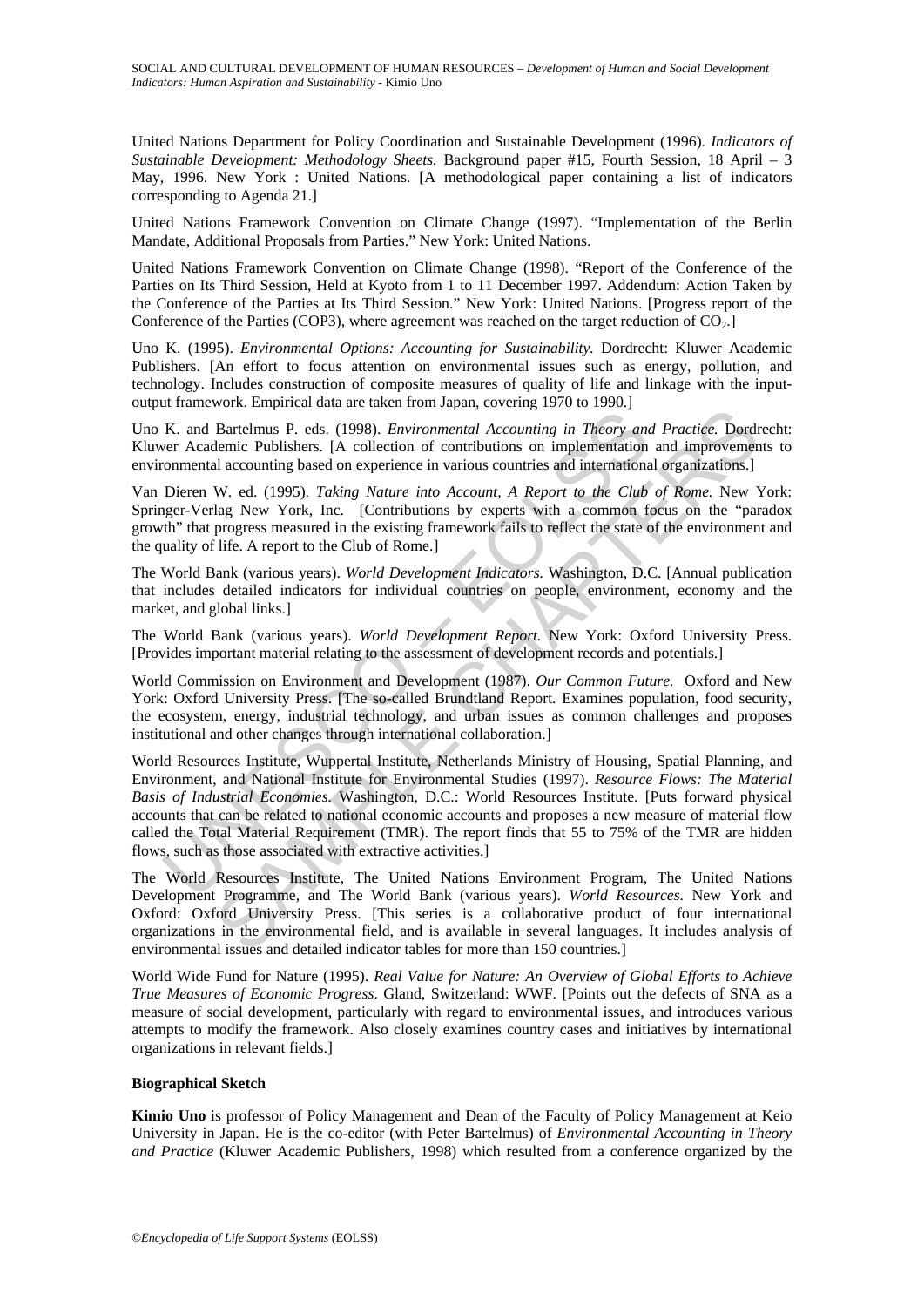United Nations Department for Policy Coordination and Sustainable Development (1996). *Indicators of Sustainable Development: Methodology Sheets.* Background paper #15, Fourth Session, 18 April – 3 May, 1996. New York : United Nations. [A methodological paper containing a list of indicators corresponding to Agenda 21.]

United Nations Framework Convention on Climate Change (1997). "Implementation of the Berlin Mandate, Additional Proposals from Parties." New York: United Nations.

United Nations Framework Convention on Climate Change (1998). "Report of the Conference of the Parties on Its Third Session, Held at Kyoto from 1 to 11 December 1997. Addendum: Action Taken by the Conference of the Parties at Its Third Session." New York: United Nations. [Progress report of the Conference of the Parties (COP3), where agreement was reached on the target reduction of $CO_2$.]

Uno K. (1995). *Environmental Options: Accounting for Sustainability.* Dordrecht: Kluwer Academic Publishers. [An effort to focus attention on environmental issues such as energy, pollution, and technology. Includes construction of composite measures of quality of life and linkage with the input-output framework. Empirical data are taken from Japan, covering 1970 to 1990.]

Uno K. and Bartelmus P. eds. (1998). *Environmental Accounting in Theory and Practice.* Dordrecht: Kluwer Academic Publishers. [A collection of contributions on implementation and improvements to environmental accounting based on experience in various countries and international organizations.]

Van Dieren W. ed. (1995). *Taking Nature into Account, A Report to the Club of Rome.* New York: Springer-Verlag New York, Inc. [Contributions by experts with a common focus on the "paradox growth" that progress measured in the existing framework fails to reflect the state of the environment and the quality of life. A report to the Club of Rome.]

The World Bank (various years). *World Development Indicators.* Washington, D.C. [Annual publication that includes detailed indicators for individual countries on people, environment, economy and the market, and global links.]

The World Bank (various years). *World Development Report.* New York: Oxford University Press. [Provides important material relating to the assessment of development records and potentials.]

World Commission on Environment and Development (1987). *Our Common Future.* Oxford and New York: Oxford University Press. [The so-called Brundtland Report. Examines population, food security, the ecosystem, energy, industrial technology, and urban issues as common challenges and proposes institutional and other changes through international collaboration.]

World Resources Institute, Wuppertal Institute, Netherlands Ministry of Housing, Spatial Planning, and Environment, and National Institute for Environmental Studies (1997). *Resource Flows: The Material Basis of Industrial Economies.* Washington, D.C.: World Resources Institute. [Puts forward physical accounts that can be related to national economic accounts and proposes a new measure of material flow called the Total Material Requirement (TMR). The report finds that 55 to 75% of the TMR are hidden flows, such as those associated with extractive activities.]

The World Resources Institute, The United Nations Environment Program, The United Nations Development Programme, and The World Bank (various years). *World Resources.* New York and Oxford: Oxford University Press. [This series is a collaborative product of four international organizations in the environmental field, and is available in several languages. It includes analysis of environmental issues and detailed indicator tables for more than 150 countries.]

World Wide Fund for Nature (1995). *Real Value for Nature: An Overview of Global Efforts to Achieve True Measures of Economic Progress*. Gland, Switzerland: WWF. [Points out the defects of SNA as a measure of social development, particularly with regard to environmental issues, and introduces various attempts to modify the framework. Also closely examines country cases and initiatives by international organizations in relevant fields.]

**Biographical Sketch**

**Kimio Uno** is professor of Policy Management and Dean of the Faculty of Policy Management at Keio University in Japan. He is the co-editor (with Peter Bartelmus) of *Environmental Accounting in Theory and Practice* (Kluwer Academic Publishers, 1998) which resulted from a conference organized by the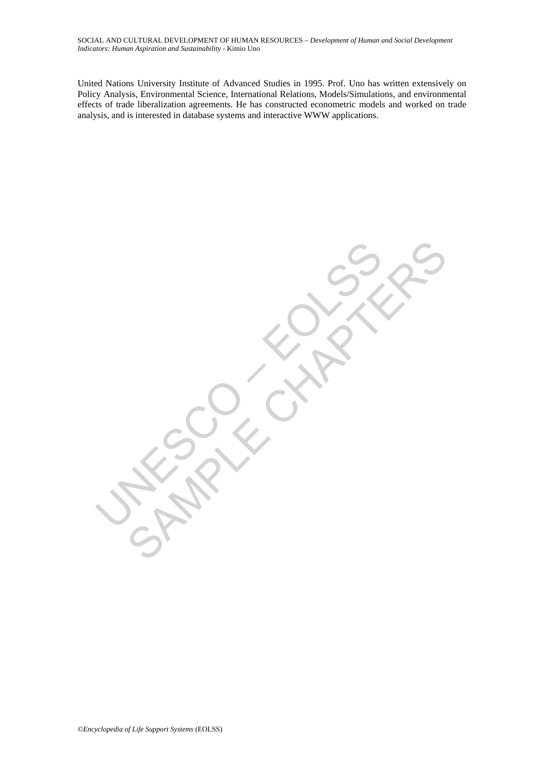United Nations University Institute of Advanced Studies in 1995. Prof. Uno has written extensively on Policy Analysis, Environmental Science, International Relations, Models/Simulations, and environmental effects of trade liberalization agreements. He has constructed econometric models and worked on trade analysis, and is interested in database systems and interactive WWW applications.